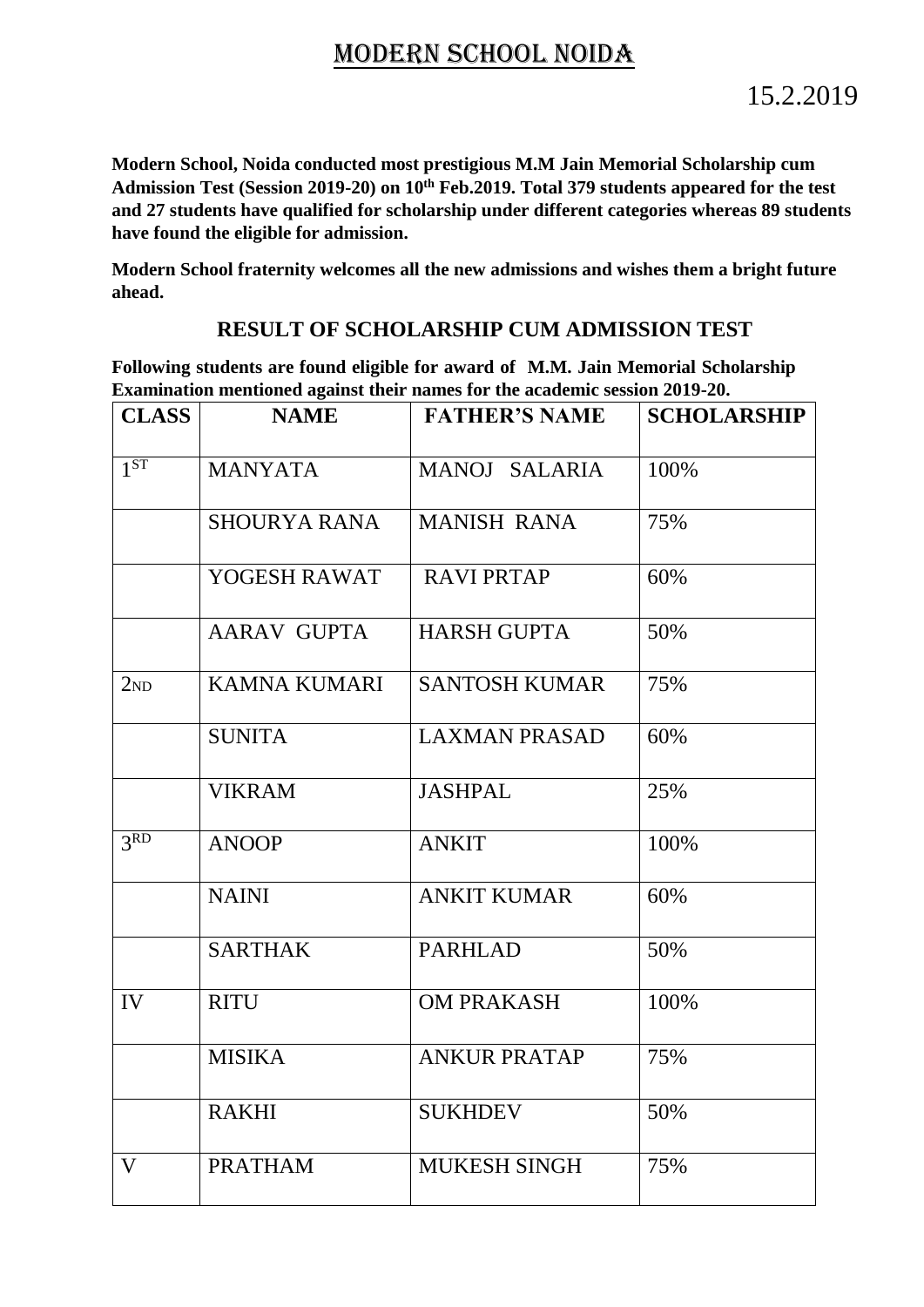# MODERN SCHOOL NOIDA

15.2.2019

**Modern School, Noida conducted most prestigious M.M Jain Memorial Scholarship cum Admission Test (Session 2019-20) on 10th Feb.2019. Total 379 students appeared for the test and 27 students have qualified for scholarship under different categories whereas 89 students have found the eligible for admission.**

**Modern School fraternity welcomes all the new admissions and wishes them a bright future ahead.**

## RESULT OF SCHOLARSHIP CUM ADMISSION TEST

**Following students are found eligible for award of M.M. Jain Memorial Scholarship Examination mentioned against their names for the academic session 2019-20.**

| CLASS | NAME | FATHER'S NAME | SCHOLARSHIP |
|---|---|---|---|
| 1ST | MANYATA | MANOJ SALARIA | 100% |
| | SHOURYA RANA | MANISH RANA | 75% |
| | YOGESH RAWAT | RAVI PRTAP | 60% |
| | AARAV GUPTA | HARSH GUPTA | 50% |
| 2ND | KAMNA KUMARI | SANTOSH KUMAR | 75% |
| | SUNITA | LAXMAN PRASAD | 60% |
| | VIKRAM | JASHPAL | 25% |
| 3RD | ANOOP | ANKIT | 100% |
| | NAINI | ANKIT KUMAR | 60% |
| | SARTHAK | PARHLAD | 50% |
| IV | RITU | OM PRAKASH | 100% |
| | MISIKA | ANKUR PRATAP | 75% |
| | RAKHI | SUKHDEV | 50% |
| V | PRATHAM | MUKESH SINGH | 75% |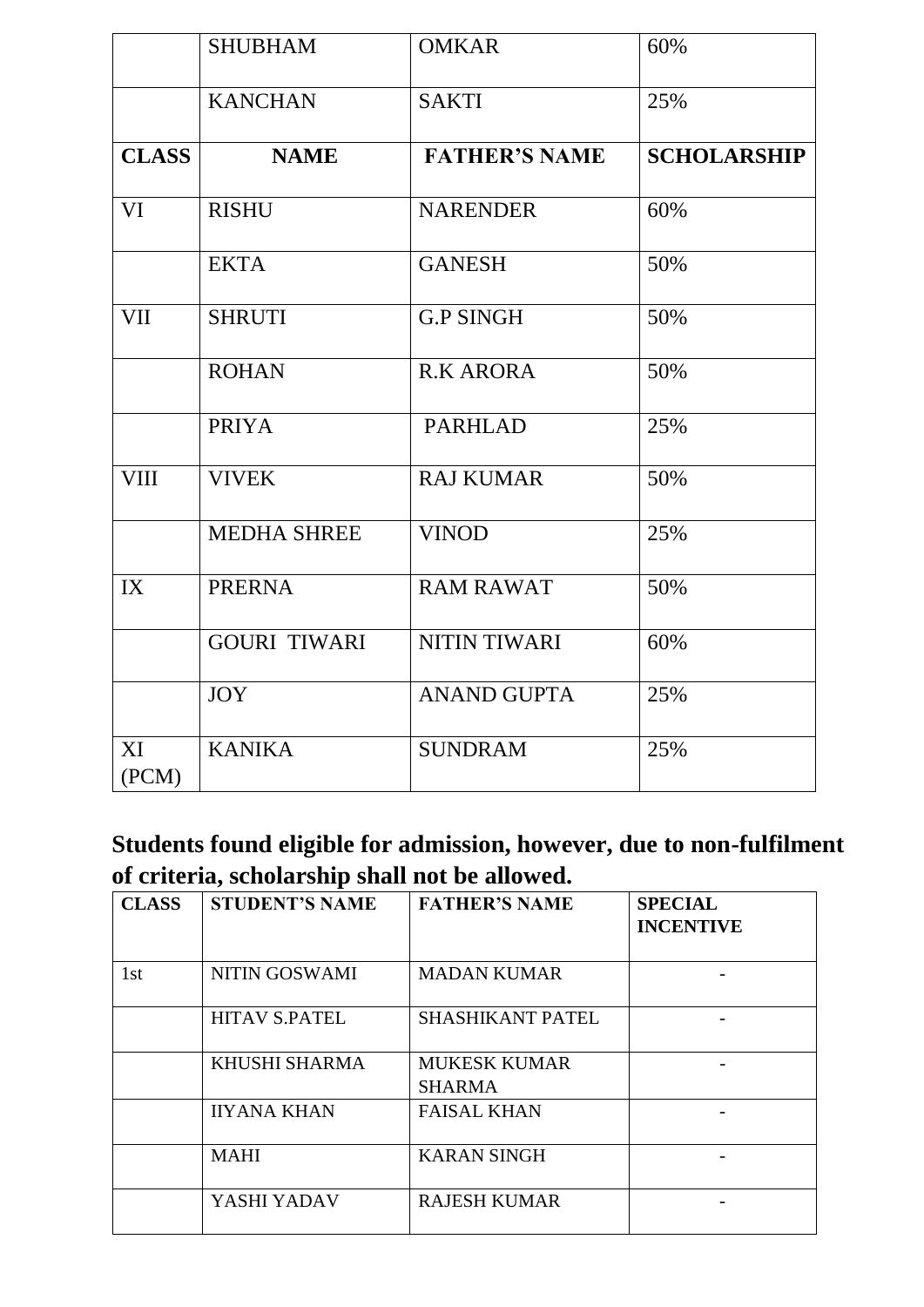|  | SHUBHAM | OMKAR | 60% |
|---|---|---|---|
|  | KANCHAN | SAKTI | 25% |
| **CLASS** | **NAME** | **FATHER'S NAME** | **SCHOLARSHIP** |
| VI | RISHU | NARENDER | 60% |
|  | EKTA | GANESH | 50% |
| VII | SHRUTI | G.P SINGH | 50% |
|  | ROHAN | R.K ARORA | 50% |
|  | PRIYA | PARHLAD | 25% |
| VIII | VIVEK | RAJ KUMAR | 50% |
|  | MEDHA SHREE | VINOD | 25% |
| IX | PRERNA | RAM RAWAT | 50% |
|  | GOURI TIWARI | NITIN TIWARI | 60% |
|  | JOY | ANAND GUPTA | 25% |
| XI (PCM) | KANIKA | SUNDRAM | 25% |

## Students found eligible for admission, however, due to non-fulfilment of criteria, scholarship shall not be allowed.

| CLASS | STUDENT'S NAME | FATHER'S NAME | SPECIAL INCENTIVE |
|---|---|---|---|
| 1st | NITIN GOSWAMI | MADAN KUMAR | - |
|  | HITAV S.PATEL | SHASHIKANT PATEL | - |
|  | KHUSHI SHARMA | MUKESK KUMAR SHARMA | - |
|  | IIYANA KHAN | FAISAL KHAN | - |
|  | MAHI | KARAN SINGH | - |
|  | YASHI YADAV | RAJESH KUMAR | - |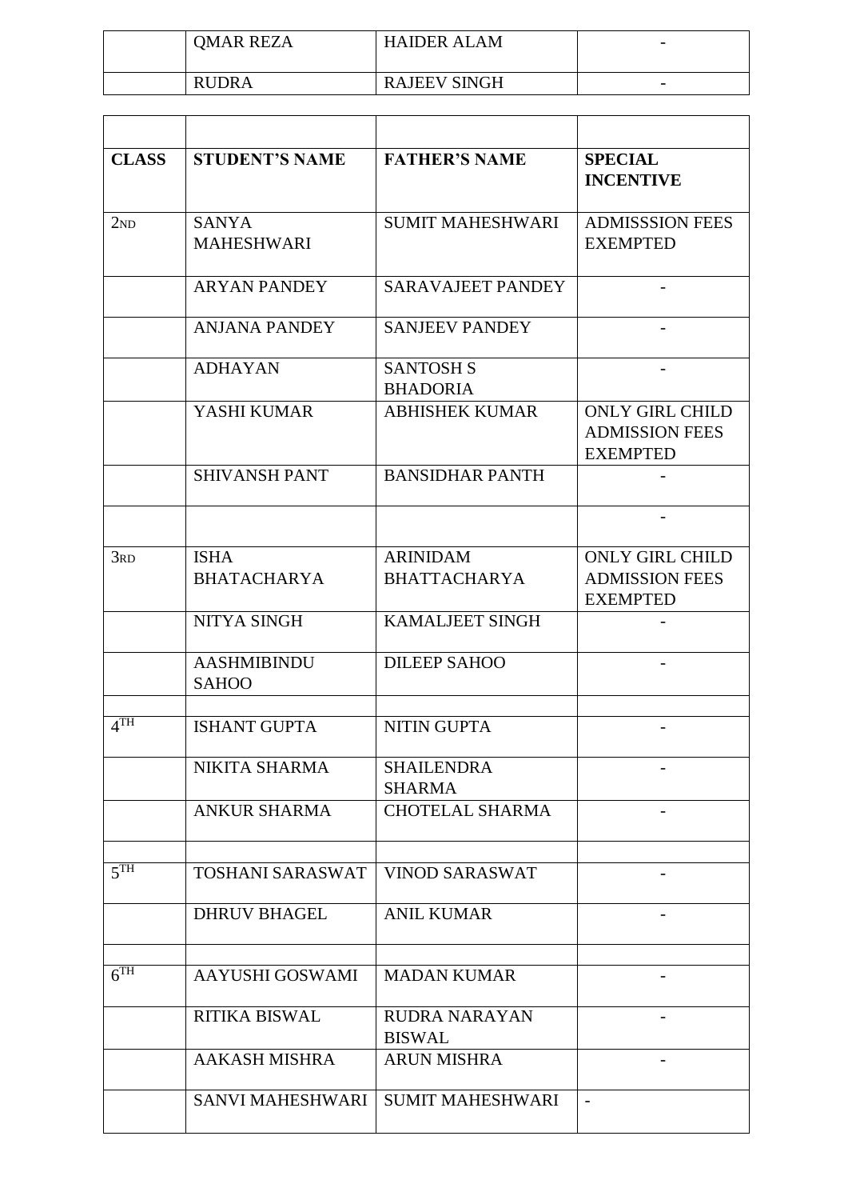| | QMAR REZA | HAIDER ALAM | - |
|---|---|---|---|
| | RUDRA | RAJEEV SINGH | - |

| | | | |
|---|---|---|---|
| **CLASS** | **STUDENT'S NAME** | **FATHER'S NAME** | **SPECIAL INCENTIVE** |
| 2ND | SANYA MAHESHWARI | SUMIT MAHESHWARI | ADMISSSION FEES EXEMPTED |
| | ARYAN PANDEY | SARAVAJEET PANDEY | - |
| | ANJANA PANDEY | SANJEEV PANDEY | - |
| | ADHAYAN | SANTOSH S BHADORIA | - |
| | YASHI KUMAR | ABHISHEK KUMAR | ONLY GIRL CHILD ADMISSION FEES EXEMPTED |
| | SHIVANSH PANT | BANSIDHAR PANTH | - |
| | | | - |
| 3RD | ISHA BHATACHARYA | ARINIDAM BHATTACHARYA | ONLY GIRL CHILD ADMISSION FEES EXEMPTED |
| | NITYA SINGH | KAMALJEET SINGH | - |
| | AASHMIBINDU SAHOO | DILEEP SAHOO | - |
| | | | |
| 4TH | ISHANT GUPTA | NITIN GUPTA | - |
| | NIKITA SHARMA | SHAILENDRA SHARMA | - |
| | ANKUR SHARMA | CHOTELAL SHARMA | - |
| | | | |
| 5TH | TOSHANI SARASWAT | VINOD SARASWAT | - |
| | DHRUV BHAGEL | ANIL KUMAR | - |
| | | | |
| 6TH | AAYUSHI GOSWAMI | MADAN KUMAR | - |
| | RITIKA BISWAL | RUDRA NARAYAN BISWAL | - |
| | AAKASH MISHRA | ARUN MISHRA | - |
| | SANVI MAHESHWARI | SUMIT MAHESHWARI | - |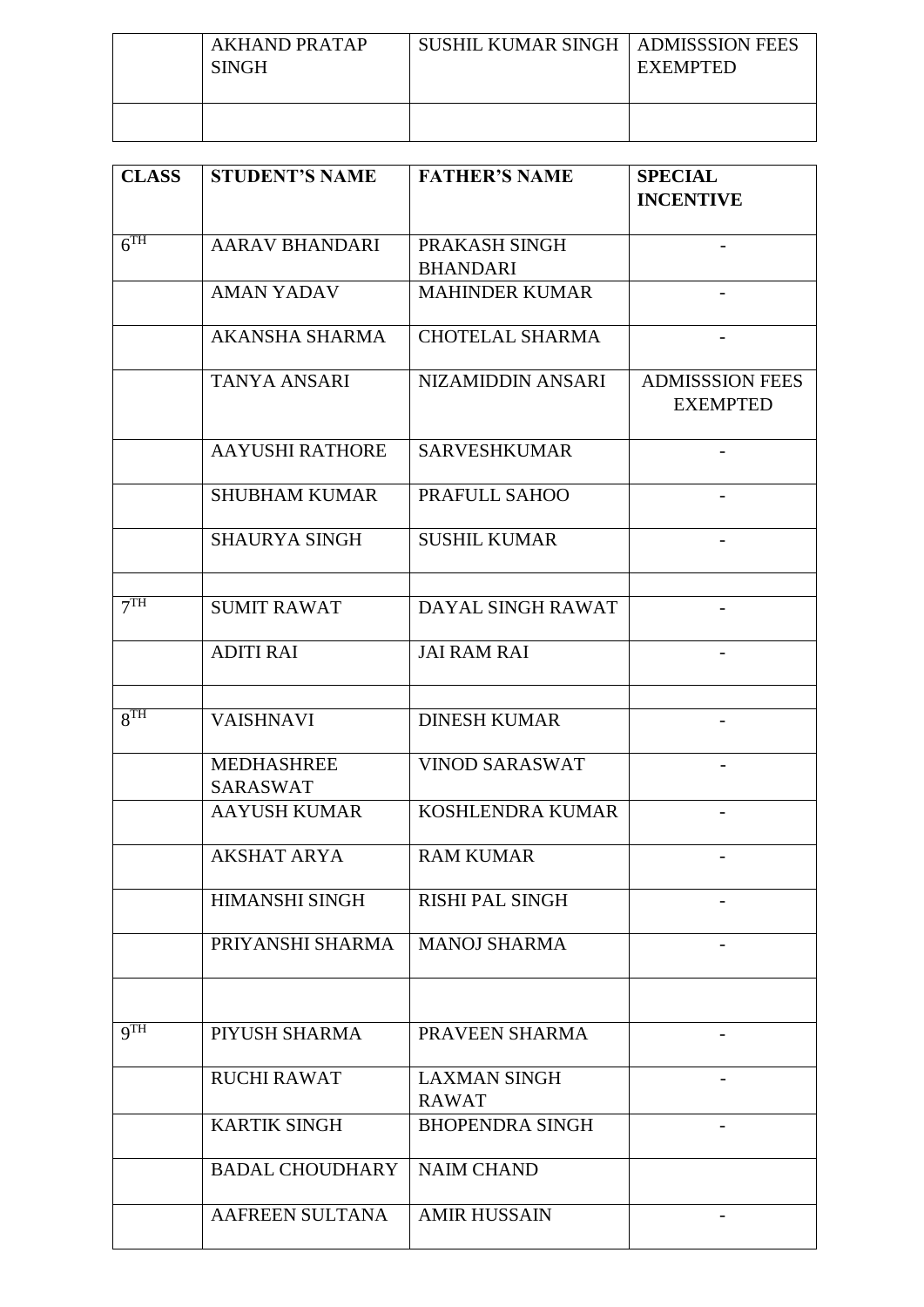| | AKHAND PRATAP SINGH | SUSHIL KUMAR SINGH | ADMISSSION FEES EXEMPTED |
| --- | --- | --- | --- |
| | | | |

| CLASS | STUDENT'S NAME | FATHER'S NAME | SPECIAL INCENTIVE |
| --- | --- | --- | --- |
| $6^{TH}$ | AARAV BHANDARI | PRAKASH SINGH BHANDARI | - |
| | AMAN YADAV | MAHINDER KUMAR | - |
| | AKANSHA SHARMA | CHOTELAL SHARMA | - |
| | TANYA ANSARI | NIZAMIDDIN ANSARI | ADMISSSION FEES EXEMPTED |
| | AAYUSHI RATHORE | SARVESHKUMAR | - |
| | SHUBHAM KUMAR | PRAFULL SAHOO | - |
| | SHAURYA SINGH | SUSHIL KUMAR | - |
| | | | |
| $7^{TH}$ | SUMIT RAWAT | DAYAL SINGH RAWAT | - |
| | ADITI RAI | JAI RAM RAI | - |
| | | | |
| $8^{TH}$ | VAISHNAVI | DINESH KUMAR | - |
| | MEDHASHREE SARASWAT | VINOD SARASWAT | - |
| | AAYUSH KUMAR | KOSHLENDRA KUMAR | - |
| | AKSHAT ARYA | RAM KUMAR | - |
| | HIMANSHI SINGH | RISHI PAL SINGH | - |
| | PRIYANSHI SHARMA | MANOJ SHARMA | - |
| | | | |
| $9^{TH}$ | PIYUSH SHARMA | PRAVEEN SHARMA | - |
| | RUCHI RAWAT | LAXMAN SINGH RAWAT | - |
| | KARTIK SINGH | BHOPENDRA SINGH | - |
| | BADAL CHOUDHARY | NAIM CHAND | |
| | AAFREEN SULTANA | AMIR HUSSAIN | - |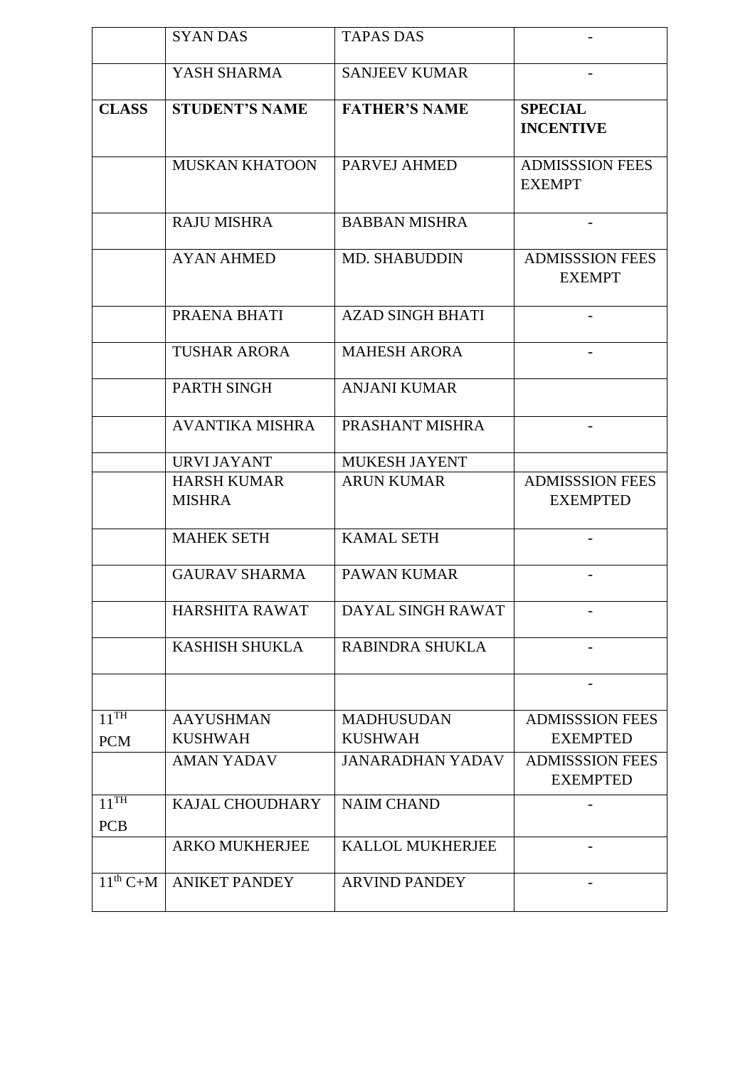| | | | |
|---|---|---|---|
| | SYAN DAS | TAPAS DAS | - |
| | YASH SHARMA | SANJEEV KUMAR | - |
| **CLASS** | **STUDENT'S NAME** | **FATHER'S NAME** | **SPECIAL INCENTIVE** |
| | MUSKAN KHATOON | PARVEJ AHMED | ADMISSSION FEES EXEMPT |
| | RAJU MISHRA | BABBAN MISHRA | - |
| | AYAN AHMED | MD. SHABUDDIN | ADMISSSION FEES EXEMPT |
| | PRAENA BHATI | AZAD SINGH BHATI | - |
| | TUSHAR ARORA | MAHESH ARORA | - |
| | PARTH SINGH | ANJANI KUMAR | |
| | AVANTIKA MISHRA | PRASHANT MISHRA | - |
| | URVI JAYANT | MUKESH JAYENT | |
| | HARSH KUMAR MISHRA | ARUN KUMAR | ADMISSSION FEES EXEMPTED |
| | MAHEK SETH | KAMAL SETH | - |
| | GAURAV SHARMA | PAWAN KUMAR | - |
| | HARSHITA RAWAT | DAYAL SINGH RAWAT | - |
| | KASHISH SHUKLA | RABINDRA SHUKLA | - |
| | | | - |
| 11TH PCM | AAYUSHMAN KUSHWAH | MADHUSUDAN KUSHWAH | ADMISSSION FEES EXEMPTED |
| | AMAN YADAV | JANARADHAN YADAV | ADMISSSION FEES EXEMPTED |
| 11TH PCB | KAJAL CHOUDHARY | NAIM CHAND | - |
| | ARKO MUKHERJEE | KALLOL MUKHERJEE | - |
| 11th C+M | ANIKET PANDEY | ARVIND PANDEY | - |